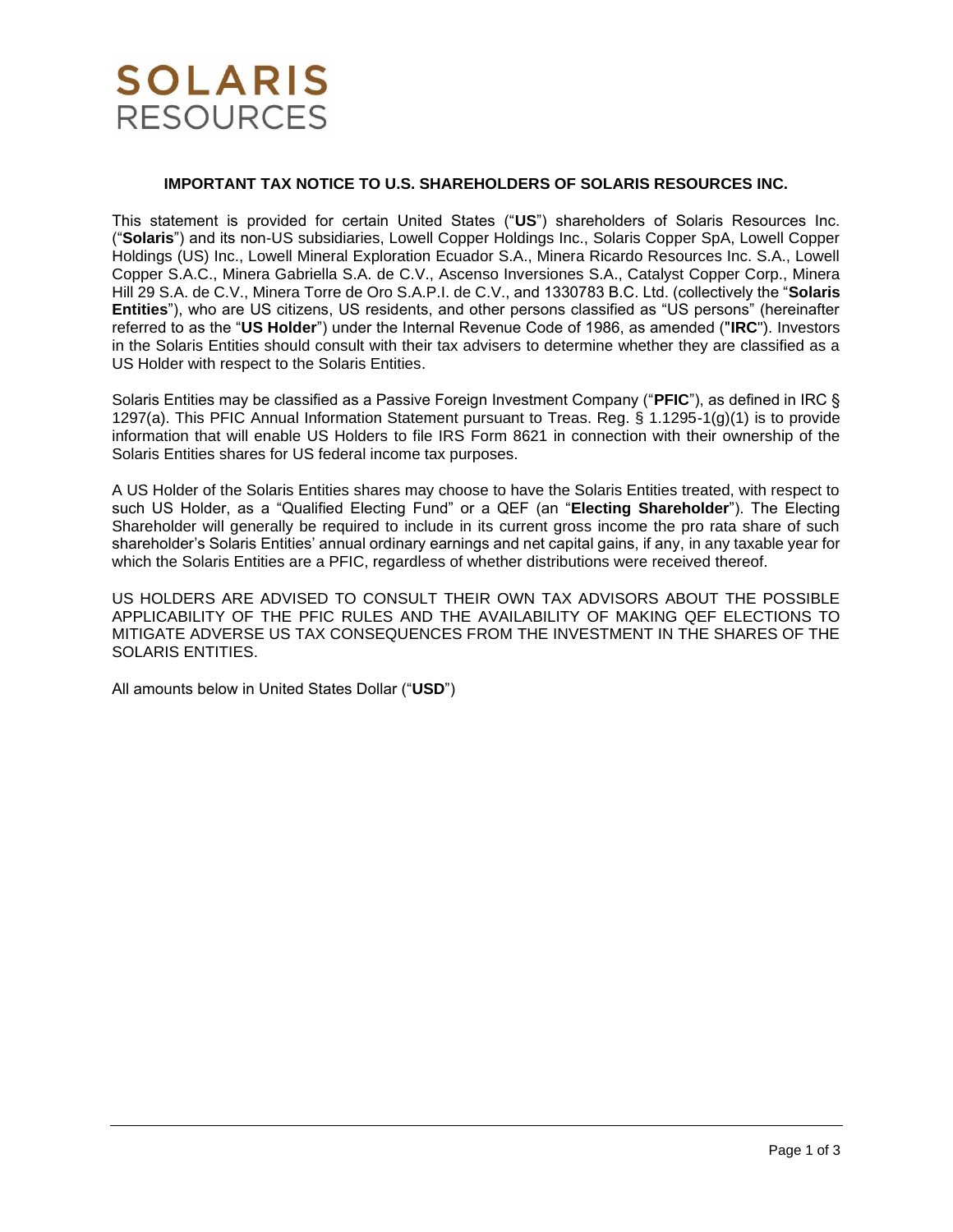# SOLARIS RESOURCES

## IMPORTANT TAX NOTICE TO U.S. SHAREHOLDERS OF SOLARIS RESOURCES INC.

This statement is provided for certain United States ("**US**") shareholders of Solaris Resources Inc. ("**Solaris**") and its non-US subsidiaries, Lowell Copper Holdings Inc., Solaris Copper SpA, Lowell Copper Holdings (US) Inc., Lowell Mineral Exploration Ecuador S.A., Minera Ricardo Resources Inc. S.A., Lowell Copper S.A.C., Minera Gabriella S.A. de C.V., Ascenso Inversiones S.A., Catalyst Copper Corp., Minera Hill 29 S.A. de C.V., Minera Torre de Oro S.A.P.I. de C.V., and 1330783 B.C. Ltd. (collectively the "**Solaris Entities**"), who are US citizens, US residents, and other persons classified as "US persons" (hereinafter referred to as the "**US Holder**") under the Internal Revenue Code of 1986, as amended ("**IRC**"). Investors in the Solaris Entities should consult with their tax advisers to determine whether they are classified as a US Holder with respect to the Solaris Entities.

Solaris Entities may be classified as a Passive Foreign Investment Company ("**PFIC**"), as defined in IRC § 1297(a). This PFIC Annual Information Statement pursuant to Treas. Reg. § 1.1295-1(g)(1) is to provide information that will enable US Holders to file IRS Form 8621 in connection with their ownership of the Solaris Entities shares for US federal income tax purposes.

A US Holder of the Solaris Entities shares may choose to have the Solaris Entities treated, with respect to such US Holder, as a "Qualified Electing Fund" or a QEF (an "**Electing Shareholder**"). The Electing Shareholder will generally be required to include in its current gross income the pro rata share of such shareholder's Solaris Entities' annual ordinary earnings and net capital gains, if any, in any taxable year for which the Solaris Entities are a PFIC, regardless of whether distributions were received thereof.

US HOLDERS ARE ADVISED TO CONSULT THEIR OWN TAX ADVISORS ABOUT THE POSSIBLE APPLICABILITY OF THE PFIC RULES AND THE AVAILABILITY OF MAKING QEF ELECTIONS TO MITIGATE ADVERSE US TAX CONSEQUENCES FROM THE INVESTMENT IN THE SHARES OF THE SOLARIS ENTITIES.

All amounts below in United States Dollar ("**USD**")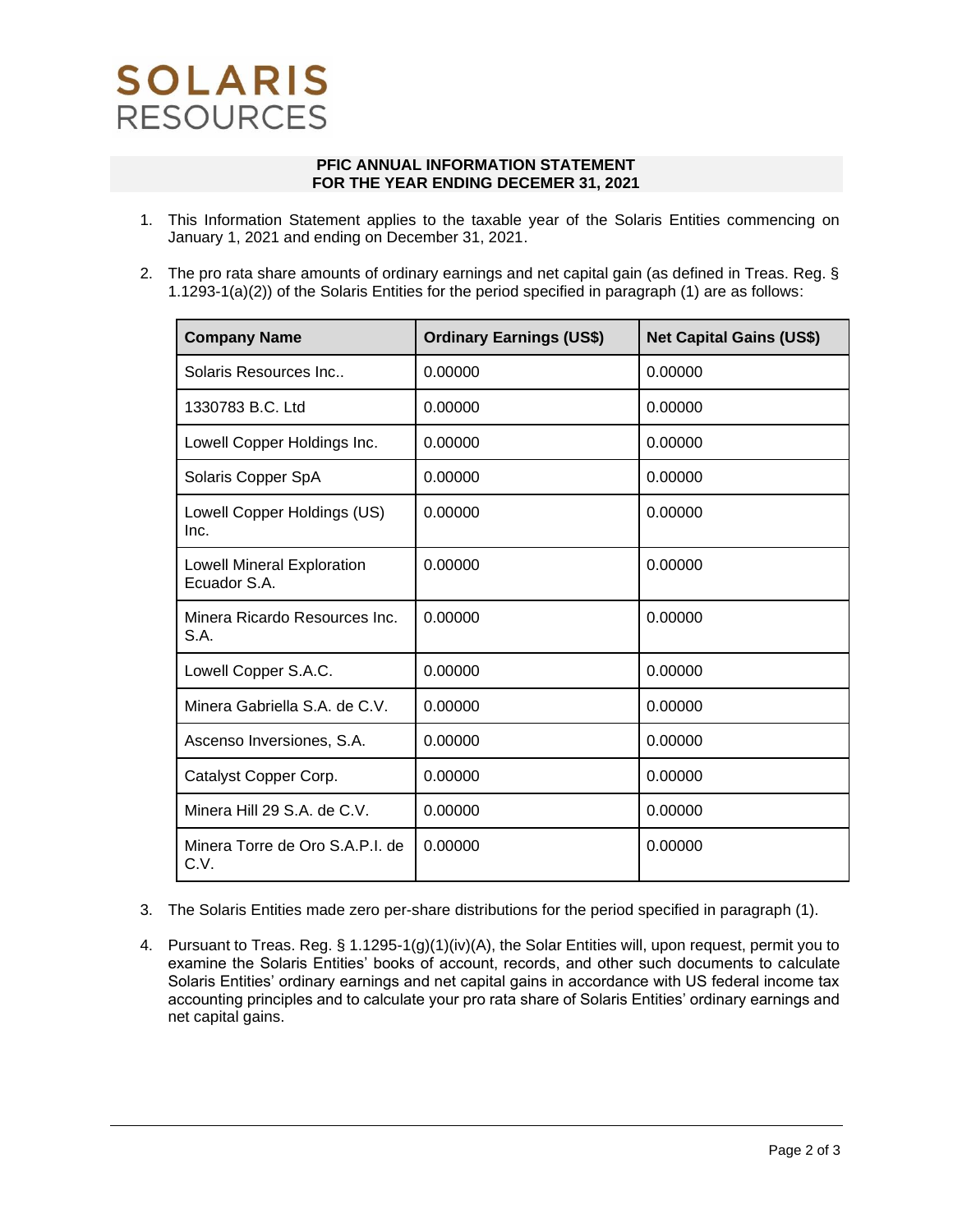SOLARIS RESOURCES

**PFIC ANNUAL INFORMATION STATEMENT**
**FOR THE YEAR ENDING DECEMER 31, 2021**

1. This Information Statement applies to the taxable year of the Solaris Entities commencing on January 1, 2021 and ending on December 31, 2021.

2. The pro rata share amounts of ordinary earnings and net capital gain (as defined in Treas. Reg. § 1.1293-1(a)(2)) of the Solaris Entities for the period specified in paragraph (1) are as follows:

| Company Name | Ordinary Earnings (US$) | Net Capital Gains (US$) |
|---|---|---|
| Solaris Resources Inc.. | 0.00000 | 0.00000 |
| 1330783 B.C. Ltd | 0.00000 | 0.00000 |
| Lowell Copper Holdings Inc. | 0.00000 | 0.00000 |
| Solaris Copper SpA | 0.00000 | 0.00000 |
| Lowell Copper Holdings (US) Inc. | 0.00000 | 0.00000 |
| Lowell Mineral Exploration Ecuador S.A. | 0.00000 | 0.00000 |
| Minera Ricardo Resources Inc. S.A. | 0.00000 | 0.00000 |
| Lowell Copper S.A.C. | 0.00000 | 0.00000 |
| Minera Gabriella S.A. de C.V. | 0.00000 | 0.00000 |
| Ascenso Inversiones, S.A. | 0.00000 | 0.00000 |
| Catalyst Copper Corp. | 0.00000 | 0.00000 |
| Minera Hill 29 S.A. de C.V. | 0.00000 | 0.00000 |
| Minera Torre de Oro S.A.P.I. de C.V. | 0.00000 | 0.00000 |

3. The Solaris Entities made zero per-share distributions for the period specified in paragraph (1).

4. Pursuant to Treas. Reg. § 1.1295-1(g)(1)(iv)(A), the Solar Entities will, upon request, permit you to examine the Solaris Entities' books of account, records, and other such documents to calculate Solaris Entities' ordinary earnings and net capital gains in accordance with US federal income tax accounting principles and to calculate your pro rata share of Solaris Entities' ordinary earnings and net capital gains.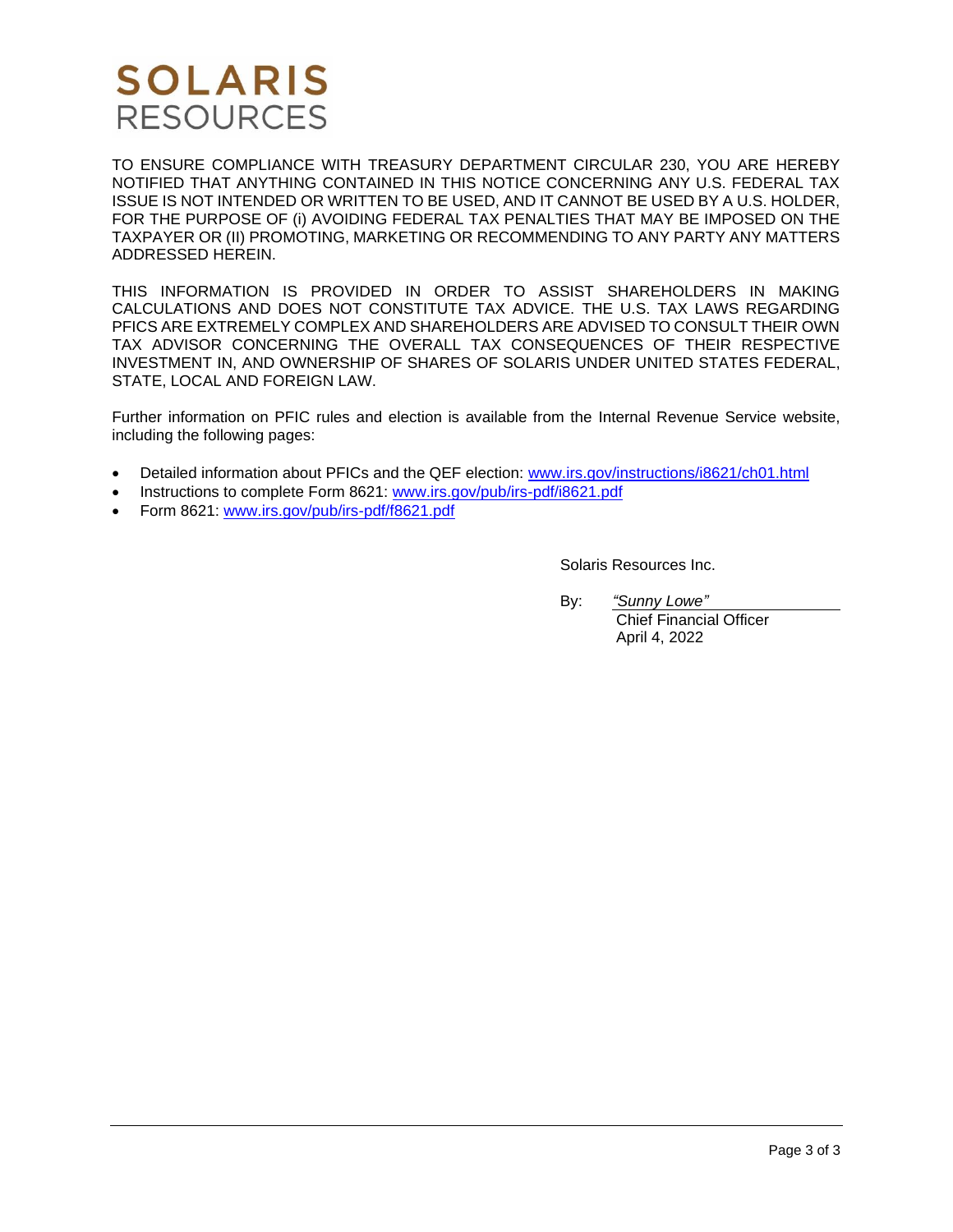# SOLARIS RESOURCES

TO ENSURE COMPLIANCE WITH TREASURY DEPARTMENT CIRCULAR 230, YOU ARE HEREBY NOTIFIED THAT ANYTHING CONTAINED IN THIS NOTICE CONCERNING ANY U.S. FEDERAL TAX ISSUE IS NOT INTENDED OR WRITTEN TO BE USED, AND IT CANNOT BE USED BY A U.S. HOLDER, FOR THE PURPOSE OF (i) AVOIDING FEDERAL TAX PENALTIES THAT MAY BE IMPOSED ON THE TAXPAYER OR (II) PROMOTING, MARKETING OR RECOMMENDING TO ANY PARTY ANY MATTERS ADDRESSED HEREIN.

THIS INFORMATION IS PROVIDED IN ORDER TO ASSIST SHAREHOLDERS IN MAKING CALCULATIONS AND DOES NOT CONSTITUTE TAX ADVICE. THE U.S. TAX LAWS REGARDING PFICS ARE EXTREMELY COMPLEX AND SHAREHOLDERS ARE ADVISED TO CONSULT THEIR OWN TAX ADVISOR CONCERNING THE OVERALL TAX CONSEQUENCES OF THEIR RESPECTIVE INVESTMENT IN, AND OWNERSHIP OF SHARES OF SOLARIS UNDER UNITED STATES FEDERAL, STATE, LOCAL AND FOREIGN LAW.

Further information on PFIC rules and election is available from the Internal Revenue Service website, including the following pages:

- Detailed information about PFICs and the QEF election: www.irs.gov/instructions/i8621/ch01.html
- Instructions to complete Form 8621: www.irs.gov/pub/irs-pdf/i8621.pdf
- Form 8621: www.irs.gov/pub/irs-pdf/f8621.pdf

Solaris Resources Inc.

By: *"Sunny Lowe"*
Chief Financial Officer
April 4, 2022